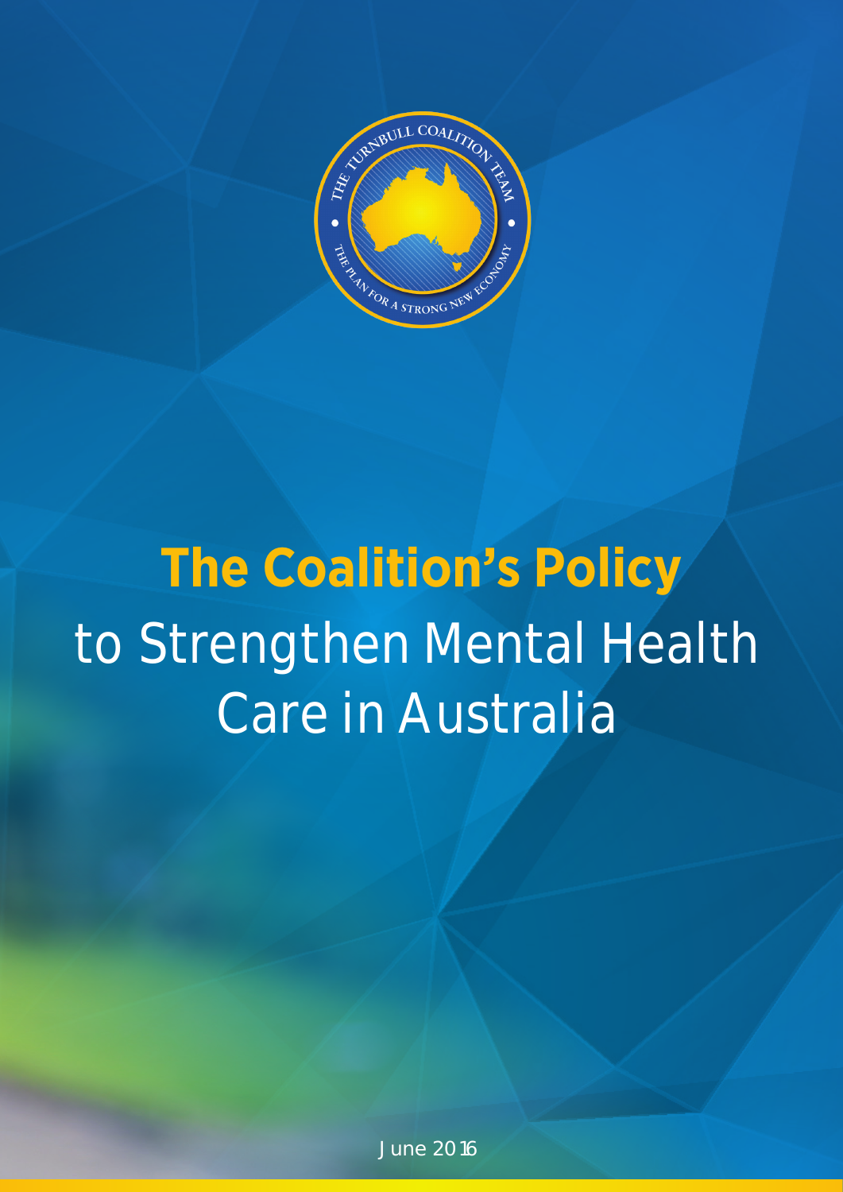# The Coalition's Policy

to Strengthen Mental Health Care in Australia

June 2016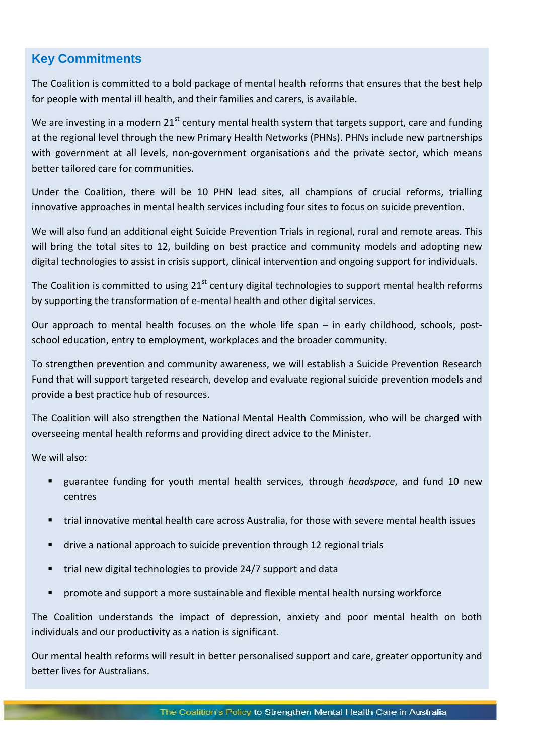## Key Commitments

The Coalition is committed to a bold package of mental health reforms that ensures that the best help for people with mental ill health, and their families and carers, is available.

We are investing in a modern 21st century mental health system that targets support, care and funding at the regional level through the new Primary Health Networks (PHNs). PHNs include new partnerships with government at all levels, non-government organisations and the private sector, which means better tailored care for communities.

Under the Coalition, there will be 10 PHN lead sites, all champions of crucial reforms, trialling innovative approaches in mental health services including four sites to focus on suicide prevention.

We will also fund an additional eight Suicide Prevention Trials in regional, rural and remote areas. This will bring the total sites to 12, building on best practice and community models and adopting new digital technologies to assist in crisis support, clinical intervention and ongoing support for individuals.

The Coalition is committed to using 21st century digital technologies to support mental health reforms by supporting the transformation of e-mental health and other digital services.

Our approach to mental health focuses on the whole life span – in early childhood, schools, post-school education, entry to employment, workplaces and the broader community.

To strengthen prevention and community awareness, we will establish a Suicide Prevention Research Fund that will support targeted research, develop and evaluate regional suicide prevention models and provide a best practice hub of resources.

The Coalition will also strengthen the National Mental Health Commission, who will be charged with overseeing mental health reforms and providing direct advice to the Minister.

We will also:

- guarantee funding for youth mental health services, through *headspace*, and fund 10 new centres
- trial innovative mental health care across Australia, for those with severe mental health issues
- drive a national approach to suicide prevention through 12 regional trials
- trial new digital technologies to provide 24/7 support and data
- promote and support a more sustainable and flexible mental health nursing workforce

The Coalition understands the impact of depression, anxiety and poor mental health on both individuals and our productivity as a nation is significant.

Our mental health reforms will result in better personalised support and care, greater opportunity and better lives for Australians.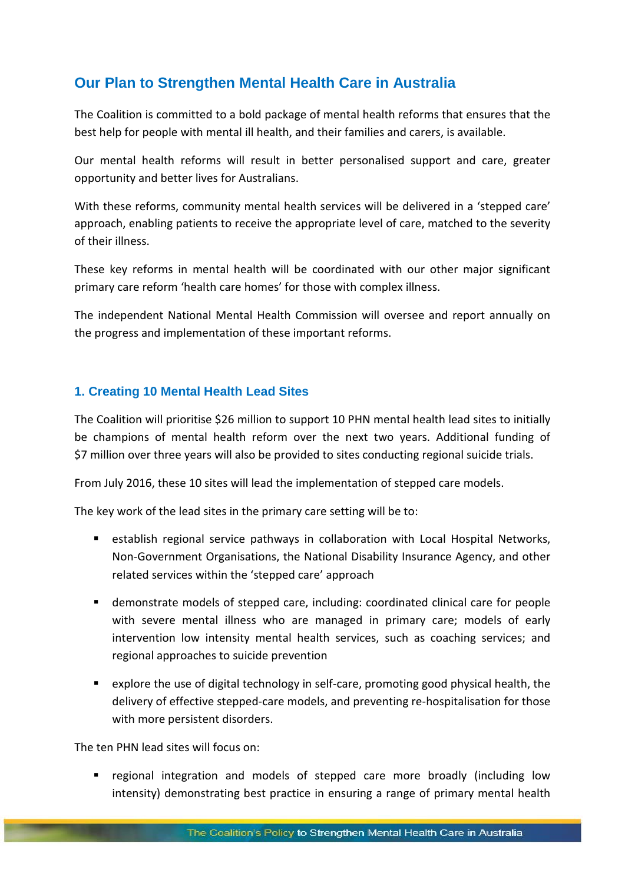## Our Plan to Strengthen Mental Health Care in Australia

The Coalition is committed to a bold package of mental health reforms that ensures that the best help for people with mental ill health, and their families and carers, is available.

Our mental health reforms will result in better personalised support and care, greater opportunity and better lives for Australians.

With these reforms, community mental health services will be delivered in a 'stepped care' approach, enabling patients to receive the appropriate level of care, matched to the severity of their illness.

These key reforms in mental health will be coordinated with our other major significant primary care reform 'health care homes' for those with complex illness.

The independent National Mental Health Commission will oversee and report annually on the progress and implementation of these important reforms.

### 1. Creating 10 Mental Health Lead Sites

The Coalition will prioritise $26 million to support 10 PHN mental health lead sites to initially be champions of mental health reform over the next two years. Additional funding of $7 million over three years will also be provided to sites conducting regional suicide trials.

From July 2016, these 10 sites will lead the implementation of stepped care models.

The key work of the lead sites in the primary care setting will be to:

- establish regional service pathways in collaboration with Local Hospital Networks, Non-Government Organisations, the National Disability Insurance Agency, and other related services within the 'stepped care' approach
- demonstrate models of stepped care, including: coordinated clinical care for people with severe mental illness who are managed in primary care; models of early intervention low intensity mental health services, such as coaching services; and regional approaches to suicide prevention
- explore the use of digital technology in self-care, promoting good physical health, the delivery of effective stepped-care models, and preventing re-hospitalisation for those with more persistent disorders.

The ten PHN lead sites will focus on:

- regional integration and models of stepped care more broadly (including low intensity) demonstrating best practice in ensuring a range of primary mental health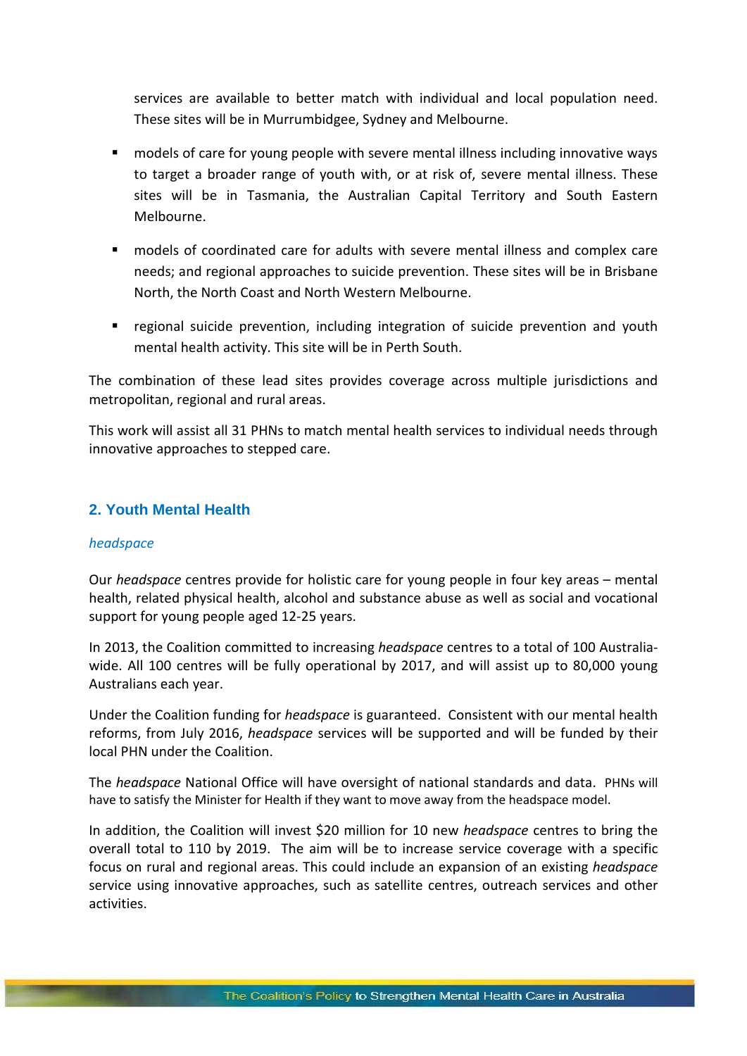services are available to better match with individual and local population need. These sites will be in Murrumbidgee, Sydney and Melbourne.

- models of care for young people with severe mental illness including innovative ways to target a broader range of youth with, or at risk of, severe mental illness. These sites will be in Tasmania, the Australian Capital Territory and South Eastern Melbourne.
- models of coordinated care for adults with severe mental illness and complex care needs; and regional approaches to suicide prevention. These sites will be in Brisbane North, the North Coast and North Western Melbourne.
- regional suicide prevention, including integration of suicide prevention and youth mental health activity. This site will be in Perth South.

The combination of these lead sites provides coverage across multiple jurisdictions and metropolitan, regional and rural areas.

This work will assist all 31 PHNs to match mental health services to individual needs through innovative approaches to stepped care.

## 2. Youth Mental Health

### *headspace*

Our *headspace* centres provide for holistic care for young people in four key areas – mental health, related physical health, alcohol and substance abuse as well as social and vocational support for young people aged 12-25 years.

In 2013, the Coalition committed to increasing *headspace* centres to a total of 100 Australia-wide. All 100 centres will be fully operational by 2017, and will assist up to 80,000 young Australians each year.

Under the Coalition funding for *headspace* is guaranteed. Consistent with our mental health reforms, from July 2016, *headspace* services will be supported and will be funded by their local PHN under the Coalition.

The *headspace* National Office will have oversight of national standards and data. PHNs will have to satisfy the Minister for Health if they want to move away from the headspace model.

In addition, the Coalition will invest $20 million for 10 new *headspace* centres to bring the overall total to 110 by 2019. The aim will be to increase service coverage with a specific focus on rural and regional areas. This could include an expansion of an existing *headspace* service using innovative approaches, such as satellite centres, outreach services and other activities.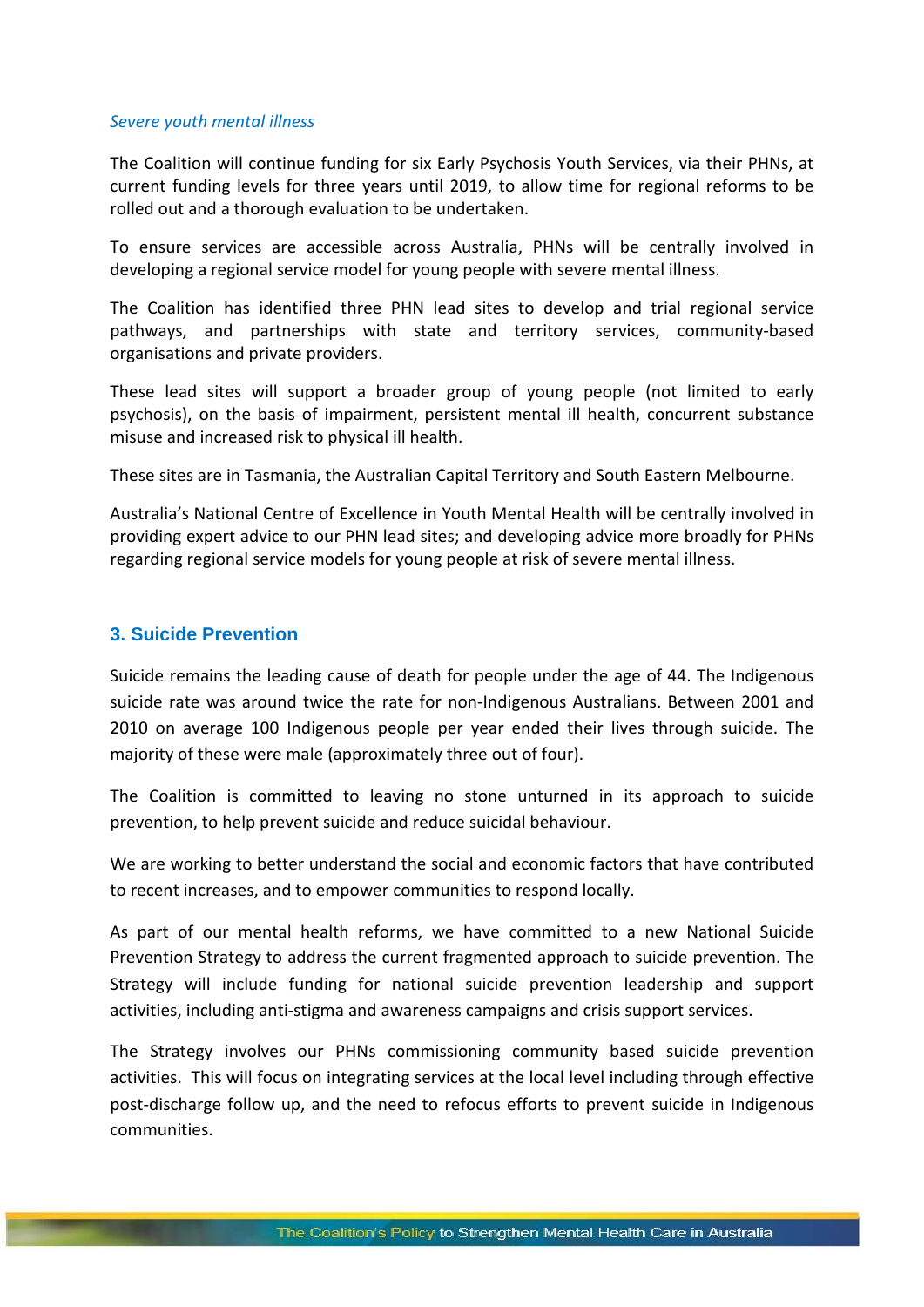*Severe youth mental illness*

The Coalition will continue funding for six Early Psychosis Youth Services, via their PHNs, at current funding levels for three years until 2019, to allow time for regional reforms to be rolled out and a thorough evaluation to be undertaken.

To ensure services are accessible across Australia, PHNs will be centrally involved in developing a regional service model for young people with severe mental illness.

The Coalition has identified three PHN lead sites to develop and trial regional service pathways, and partnerships with state and territory services, community-based organisations and private providers.

These lead sites will support a broader group of young people (not limited to early psychosis), on the basis of impairment, persistent mental ill health, concurrent substance misuse and increased risk to physical ill health.

These sites are in Tasmania, the Australian Capital Territory and South Eastern Melbourne.

Australia's National Centre of Excellence in Youth Mental Health will be centrally involved in providing expert advice to our PHN lead sites; and developing advice more broadly for PHNs regarding regional service models for young people at risk of severe mental illness.

## 3. Suicide Prevention

Suicide remains the leading cause of death for people under the age of 44. The Indigenous suicide rate was around twice the rate for non-Indigenous Australians. Between 2001 and 2010 on average 100 Indigenous people per year ended their lives through suicide. The majority of these were male (approximately three out of four).

The Coalition is committed to leaving no stone unturned in its approach to suicide prevention, to help prevent suicide and reduce suicidal behaviour.

We are working to better understand the social and economic factors that have contributed to recent increases, and to empower communities to respond locally.

As part of our mental health reforms, we have committed to a new National Suicide Prevention Strategy to address the current fragmented approach to suicide prevention. The Strategy will include funding for national suicide prevention leadership and support activities, including anti-stigma and awareness campaigns and crisis support services.

The Strategy involves our PHNs commissioning community based suicide prevention activities. This will focus on integrating services at the local level including through effective post-discharge follow up, and the need to refocus efforts to prevent suicide in Indigenous communities.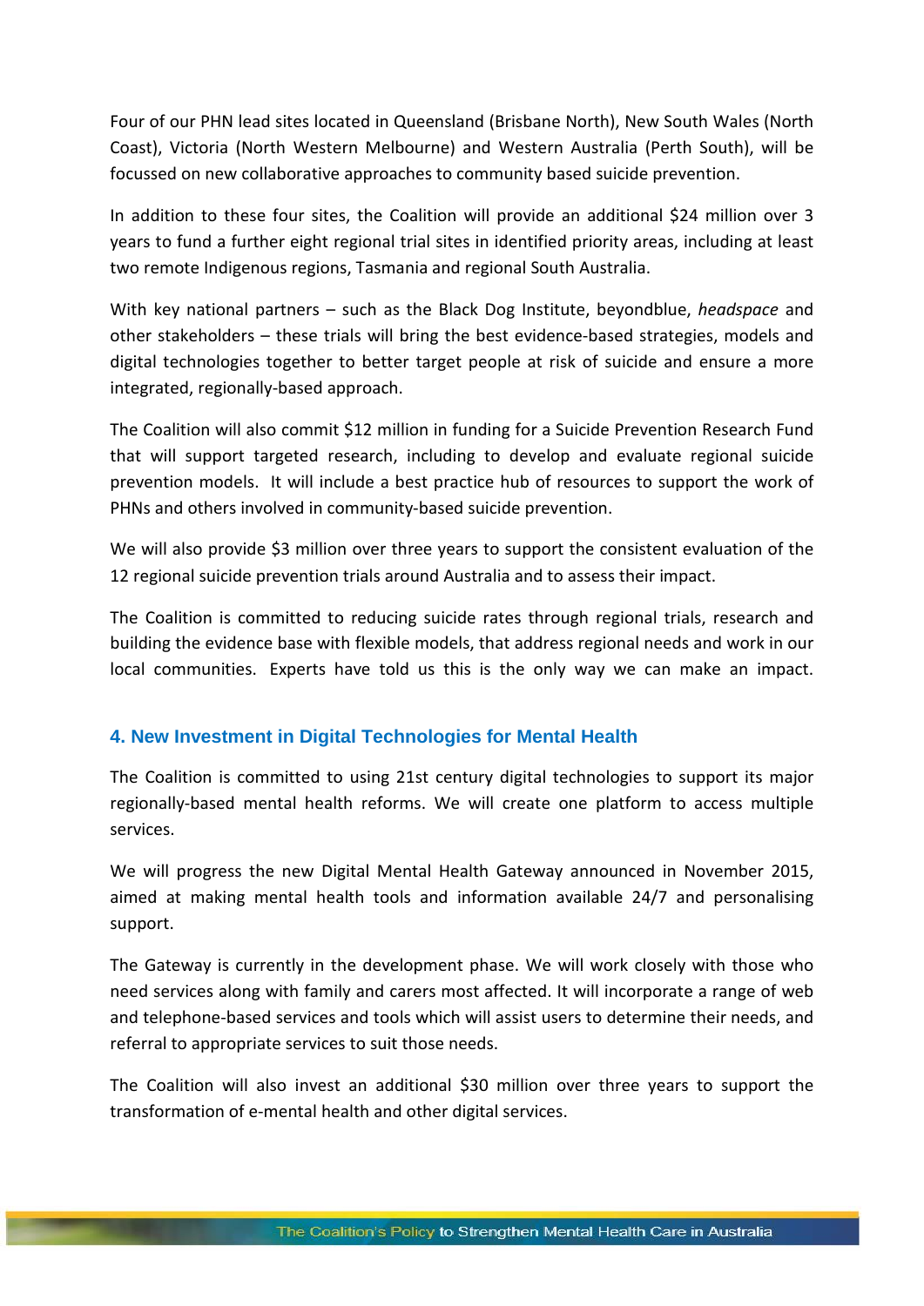Four of our PHN lead sites located in Queensland (Brisbane North), New South Wales (North Coast), Victoria (North Western Melbourne) and Western Australia (Perth South), will be focussed on new collaborative approaches to community based suicide prevention.

In addition to these four sites, the Coalition will provide an additional $24 million over 3 years to fund a further eight regional trial sites in identified priority areas, including at least two remote Indigenous regions, Tasmania and regional South Australia.

With key national partners – such as the Black Dog Institute, beyondblue, *headspace* and other stakeholders – these trials will bring the best evidence-based strategies, models and digital technologies together to better target people at risk of suicide and ensure a more integrated, regionally-based approach.

The Coalition will also commit $12 million in funding for a Suicide Prevention Research Fund that will support targeted research, including to develop and evaluate regional suicide prevention models. It will include a best practice hub of resources to support the work of PHNs and others involved in community-based suicide prevention.

We will also provide $3 million over three years to support the consistent evaluation of the 12 regional suicide prevention trials around Australia and to assess their impact.

The Coalition is committed to reducing suicide rates through regional trials, research and building the evidence base with flexible models, that address regional needs and work in our local communities. Experts have told us this is the only way we can make an impact.

### 4. New Investment in Digital Technologies for Mental Health

The Coalition is committed to using 21st century digital technologies to support its major regionally-based mental health reforms. We will create one platform to access multiple services.

We will progress the new Digital Mental Health Gateway announced in November 2015, aimed at making mental health tools and information available 24/7 and personalising support.

The Gateway is currently in the development phase. We will work closely with those who need services along with family and carers most affected. It will incorporate a range of web and telephone-based services and tools which will assist users to determine their needs, and referral to appropriate services to suit those needs.

The Coalition will also invest an additional $30 million over three years to support the transformation of e-mental health and other digital services.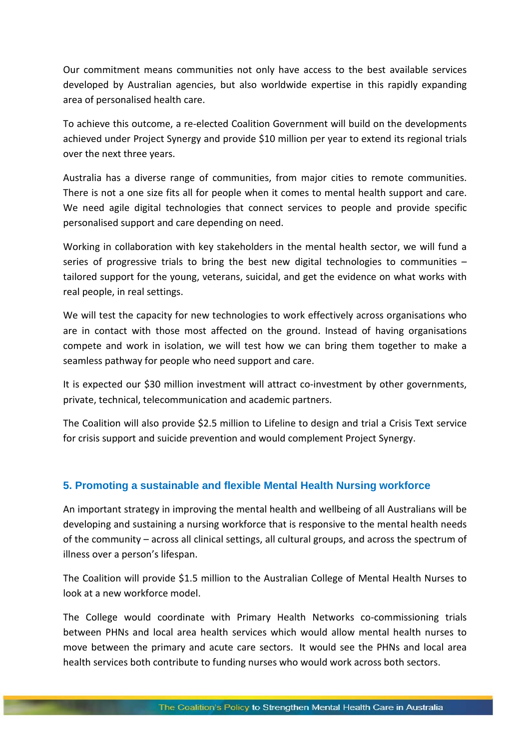Our commitment means communities not only have access to the best available services developed by Australian agencies, but also worldwide expertise in this rapidly expanding area of personalised health care.

To achieve this outcome, a re-elected Coalition Government will build on the developments achieved under Project Synergy and provide $10 million per year to extend its regional trials over the next three years.

Australia has a diverse range of communities, from major cities to remote communities. There is not a one size fits all for people when it comes to mental health support and care. We need agile digital technologies that connect services to people and provide specific personalised support and care depending on need.

Working in collaboration with key stakeholders in the mental health sector, we will fund a series of progressive trials to bring the best new digital technologies to communities – tailored support for the young, veterans, suicidal, and get the evidence on what works with real people, in real settings.

We will test the capacity for new technologies to work effectively across organisations who are in contact with those most affected on the ground. Instead of having organisations compete and work in isolation, we will test how we can bring them together to make a seamless pathway for people who need support and care.

It is expected our $30 million investment will attract co-investment by other governments, private, technical, telecommunication and academic partners.

The Coalition will also provide $2.5 million to Lifeline to design and trial a Crisis Text service for crisis support and suicide prevention and would complement Project Synergy.

## 5. Promoting a sustainable and flexible Mental Health Nursing workforce

An important strategy in improving the mental health and wellbeing of all Australians will be developing and sustaining a nursing workforce that is responsive to the mental health needs of the community – across all clinical settings, all cultural groups, and across the spectrum of illness over a person's lifespan.

The Coalition will provide $1.5 million to the Australian College of Mental Health Nurses to look at a new workforce model.

The College would coordinate with Primary Health Networks co-commissioning trials between PHNs and local area health services which would allow mental health nurses to move between the primary and acute care sectors. It would see the PHNs and local area health services both contribute to funding nurses who would work across both sectors.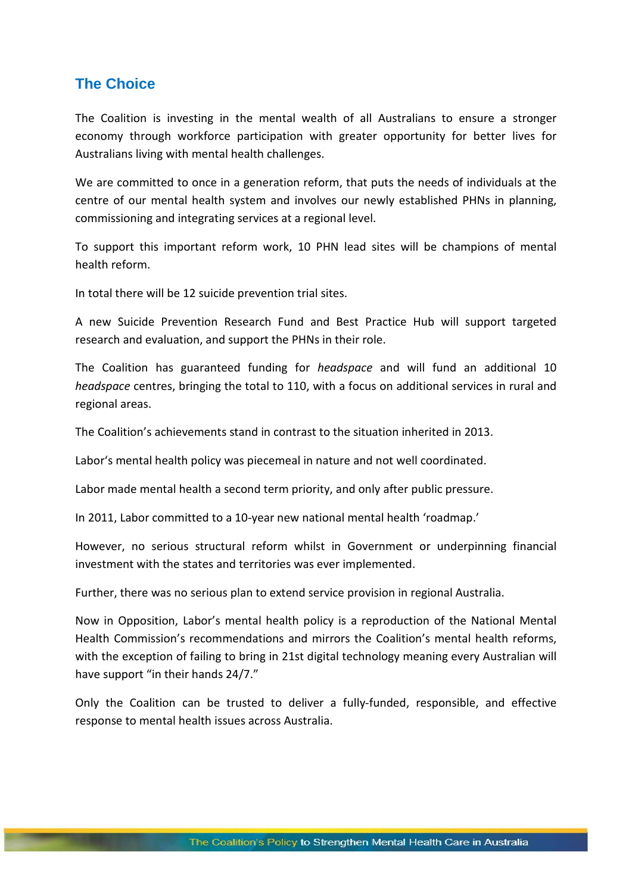## The Choice

The Coalition is investing in the mental wealth of all Australians to ensure a stronger economy through workforce participation with greater opportunity for better lives for Australians living with mental health challenges.

We are committed to once in a generation reform, that puts the needs of individuals at the centre of our mental health system and involves our newly established PHNs in planning, commissioning and integrating services at a regional level.

To support this important reform work, 10 PHN lead sites will be champions of mental health reform.

In total there will be 12 suicide prevention trial sites.

A new Suicide Prevention Research Fund and Best Practice Hub will support targeted research and evaluation, and support the PHNs in their role.

The Coalition has guaranteed funding for *headspace* and will fund an additional 10 *headspace* centres, bringing the total to 110, with a focus on additional services in rural and regional areas.

The Coalition's achievements stand in contrast to the situation inherited in 2013.

Labor's mental health policy was piecemeal in nature and not well coordinated.

Labor made mental health a second term priority, and only after public pressure.

In 2011, Labor committed to a 10-year new national mental health 'roadmap.'

However, no serious structural reform whilst in Government or underpinning financial investment with the states and territories was ever implemented.

Further, there was no serious plan to extend service provision in regional Australia.

Now in Opposition, Labor's mental health policy is a reproduction of the National Mental Health Commission's recommendations and mirrors the Coalition's mental health reforms, with the exception of failing to bring in 21st digital technology meaning every Australian will have support "in their hands 24/7."

Only the Coalition can be trusted to deliver a fully-funded, responsible, and effective response to mental health issues across Australia.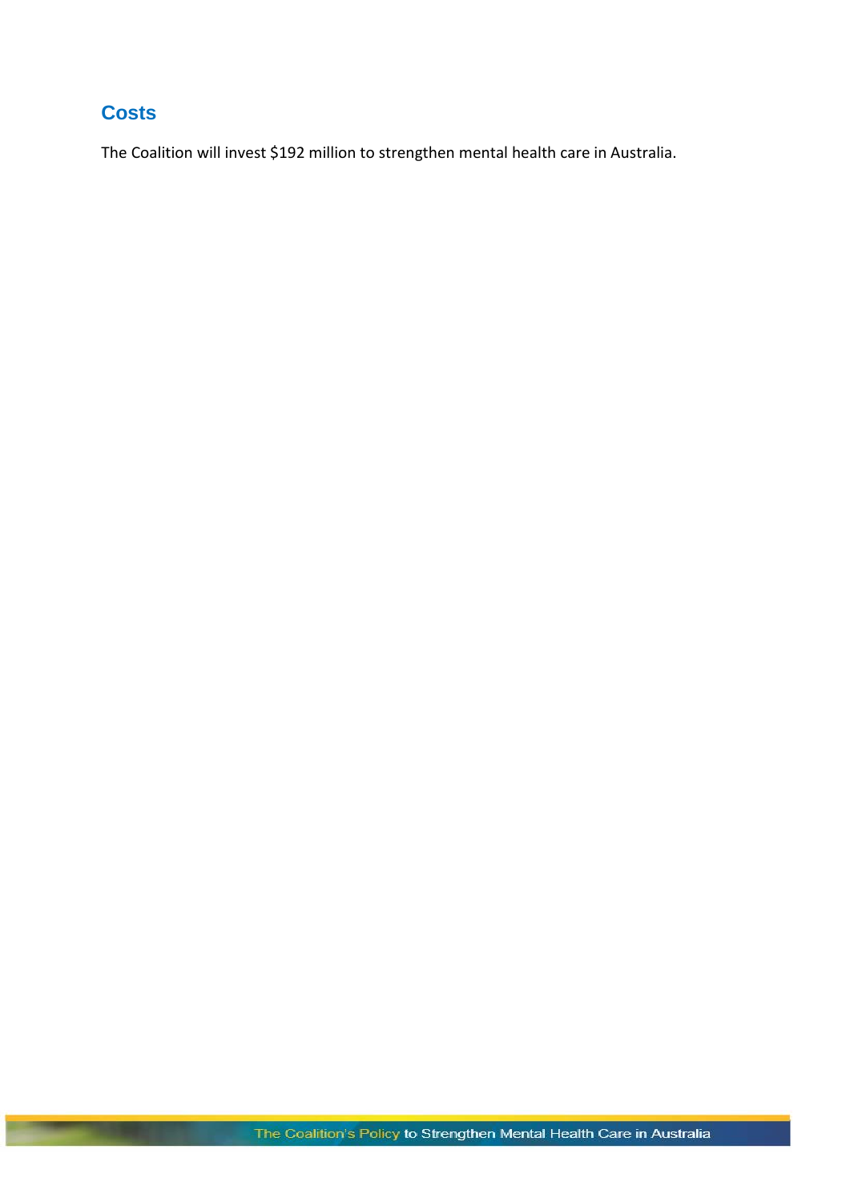## Costs

The Coalition will invest $192 million to strengthen mental health care in Australia.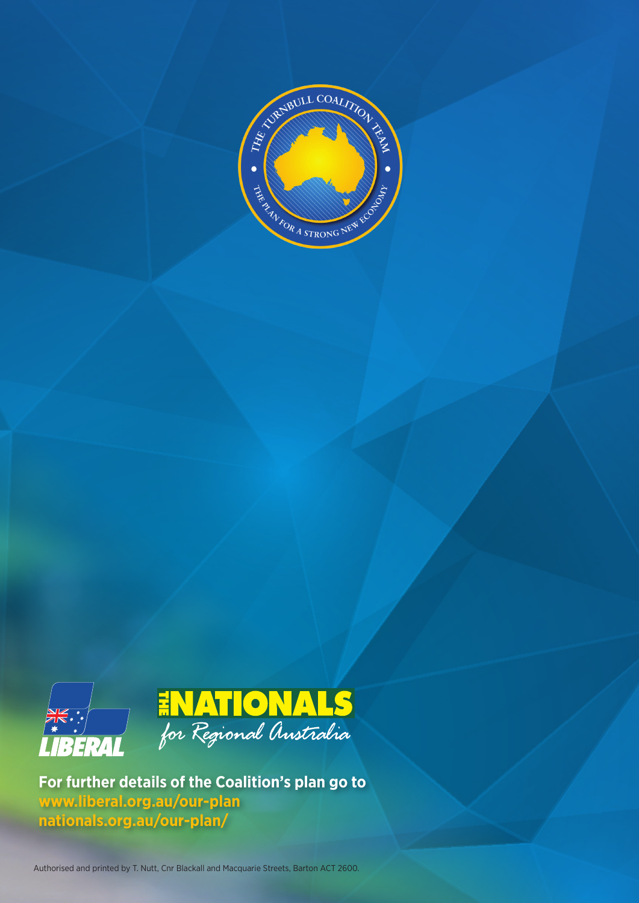THE TURNBULL COALITION TEAM

THE PLAN FOR A STRONG NEW ECONOMY

LIBERAL

THE NATIONALS

for Regional Australia

**For further details of the Coalition's plan go to**
**www.liberal.org.au/our-plan**
**nationals.org.au/our-plan/**

Authorised and printed by T. Nutt, Cnr Blackall and Macquarie Streets, Barton ACT 2600.